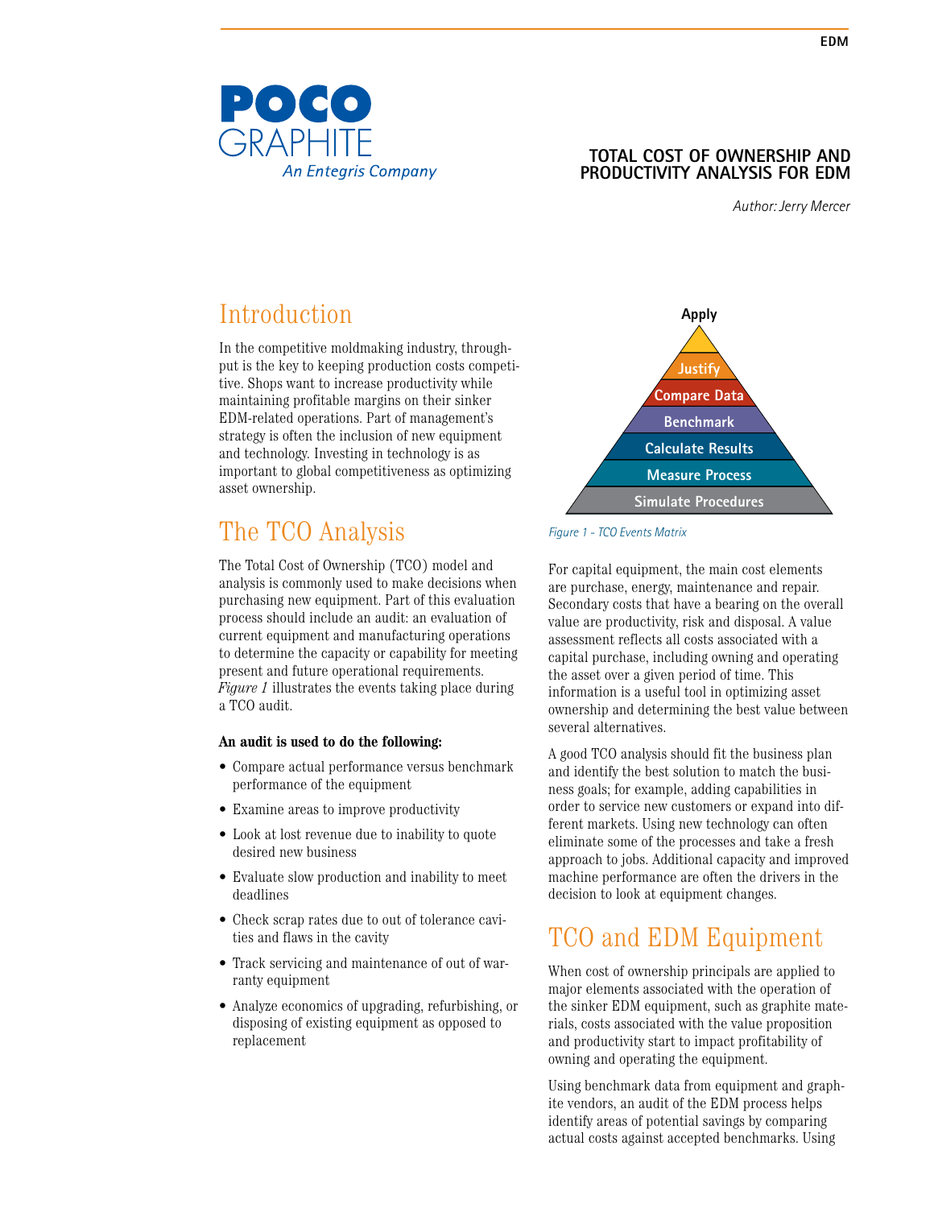POCO GRAPHITE
*An Entegris Company*

# TOTAL COST OF OWNERSHIP AND PRODUCTIVITY ANALYSIS FOR EDM

*Author: Jerry Mercer*

## Introduction

In the competitive moldmaking industry, throughput is the key to keeping production costs competitive. Shops want to increase productivity while maintaining profitable margins on their sinker EDM-related operations. Part of management's strategy is often the inclusion of new equipment and technology. Investing in technology is as important to global competitiveness as optimizing asset ownership.

## The TCO Analysis

The Total Cost of Ownership (TCO) model and analysis is commonly used to make decisions when purchasing new equipment. Part of this evaluation process should include an audit: an evaluation of current equipment and manufacturing operations to determine the capacity or capability for meeting present and future operational requirements. *Figure 1* illustrates the events taking place during a TCO audit.

**An audit is used to do the following:**

- Compare actual performance versus benchmark performance of the equipment
- Examine areas to improve productivity
- Look at lost revenue due to inability to quote desired new business
- Evaluate slow production and inability to meet deadlines
- Check scrap rates due to out of tolerance cavities and flaws in the cavity
- Track servicing and maintenance of out of warranty equipment
- Analyze economics of upgrading, refurbishing, or disposing of existing equipment as opposed to replacement

Apply
Justify
Compare Data
Benchmark
Calculate Results
Measure Process
Simulate Procedures

*Figure 1 - TCO Events Matrix*

For capital equipment, the main cost elements are purchase, energy, maintenance and repair. Secondary costs that have a bearing on the overall value are productivity, risk and disposal. A value assessment reflects all costs associated with a capital purchase, including owning and operating the asset over a given period of time. This information is a useful tool in optimizing asset ownership and determining the best value between several alternatives.

A good TCO analysis should fit the business plan and identify the best solution to match the business goals; for example, adding capabilities in order to service new customers or expand into different markets. Using new technology can often eliminate some of the processes and take a fresh approach to jobs. Additional capacity and improved machine performance are often the drivers in the decision to look at equipment changes.

## TCO and EDM Equipment

When cost of ownership principals are applied to major elements associated with the operation of the sinker EDM equipment, such as graphite materials, costs associated with the value proposition and productivity start to impact profitability of owning and operating the equipment.

Using benchmark data from equipment and graphite vendors, an audit of the EDM process helps identify areas of potential savings by comparing actual costs against accepted benchmarks. Using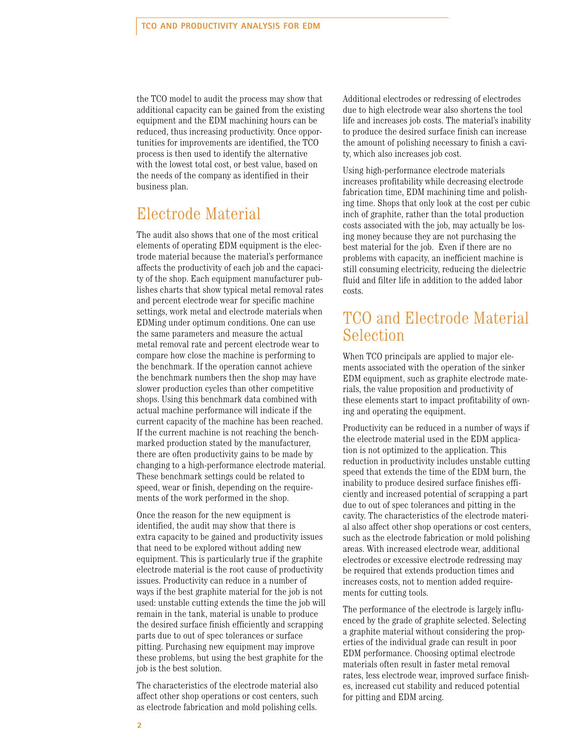the TCO model to audit the process may show that additional capacity can be gained from the existing equipment and the EDM machining hours can be reduced, thus increasing productivity. Once opportunities for improvements are identified, the TCO process is then used to identify the alternative with the lowest total cost, or best value, based on the needs of the company as identified in their business plan.

## Electrode Material

The audit also shows that one of the most critical elements of operating EDM equipment is the electrode material because the material's performance affects the productivity of each job and the capacity of the shop. Each equipment manufacturer publishes charts that show typical metal removal rates and percent electrode wear for specific machine settings, work metal and electrode materials when EDMing under optimum conditions. One can use the same parameters and measure the actual metal removal rate and percent electrode wear to compare how close the machine is performing to the benchmark. If the operation cannot achieve the benchmark numbers then the shop may have slower production cycles than other competitive shops. Using this benchmark data combined with actual machine performance will indicate if the current capacity of the machine has been reached. If the current machine is not reaching the benchmarked production stated by the manufacturer, there are often productivity gains to be made by changing to a high-performance electrode material. These benchmark settings could be related to speed, wear or finish, depending on the requirements of the work performed in the shop.

Once the reason for the new equipment is identified, the audit may show that there is extra capacity to be gained and productivity issues that need to be explored without adding new equipment. This is particularly true if the graphite electrode material is the root cause of productivity issues. Productivity can reduce in a number of ways if the best graphite material for the job is not used: unstable cutting extends the time the job will remain in the tank, material is unable to produce the desired surface finish efficiently and scrapping parts due to out of spec tolerances or surface pitting. Purchasing new equipment may improve these problems, but using the best graphite for the job is the best solution.

The characteristics of the electrode material also affect other shop operations or cost centers, such as electrode fabrication and mold polishing cells. Additional electrodes or redressing of electrodes due to high electrode wear also shortens the tool life and increases job costs. The material's inability to produce the desired surface finish can increase the amount of polishing necessary to finish a cavity, which also increases job cost.

Using high-performance electrode materials increases profitability while decreasing electrode fabrication time, EDM machining time and polishing time. Shops that only look at the cost per cubic inch of graphite, rather than the total production costs associated with the job, may actually be losing money because they are not purchasing the best material for the job. Even if there are no problems with capacity, an inefficient machine is still consuming electricity, reducing the dielectric fluid and filter life in addition to the added labor costs.

## TCO and Electrode Material Selection

When TCO principals are applied to major elements associated with the operation of the sinker EDM equipment, such as graphite electrode materials, the value proposition and productivity of these elements start to impact profitability of owning and operating the equipment.

Productivity can be reduced in a number of ways if the electrode material used in the EDM application is not optimized to the application. This reduction in productivity includes unstable cutting speed that extends the time of the EDM burn, the inability to produce desired surface finishes efficiently and increased potential of scrapping a part due to out of spec tolerances and pitting in the cavity. The characteristics of the electrode material also affect other shop operations or cost centers, such as the electrode fabrication or mold polishing areas. With increased electrode wear, additional electrodes or excessive electrode redressing may be required that extends production times and increases costs, not to mention added requirements for cutting tools.

The performance of the electrode is largely influenced by the grade of graphite selected. Selecting a graphite material without considering the properties of the individual grade can result in poor EDM performance. Choosing optimal electrode materials often result in faster metal removal rates, less electrode wear, improved surface finishes, increased cut stability and reduced potential for pitting and EDM arcing.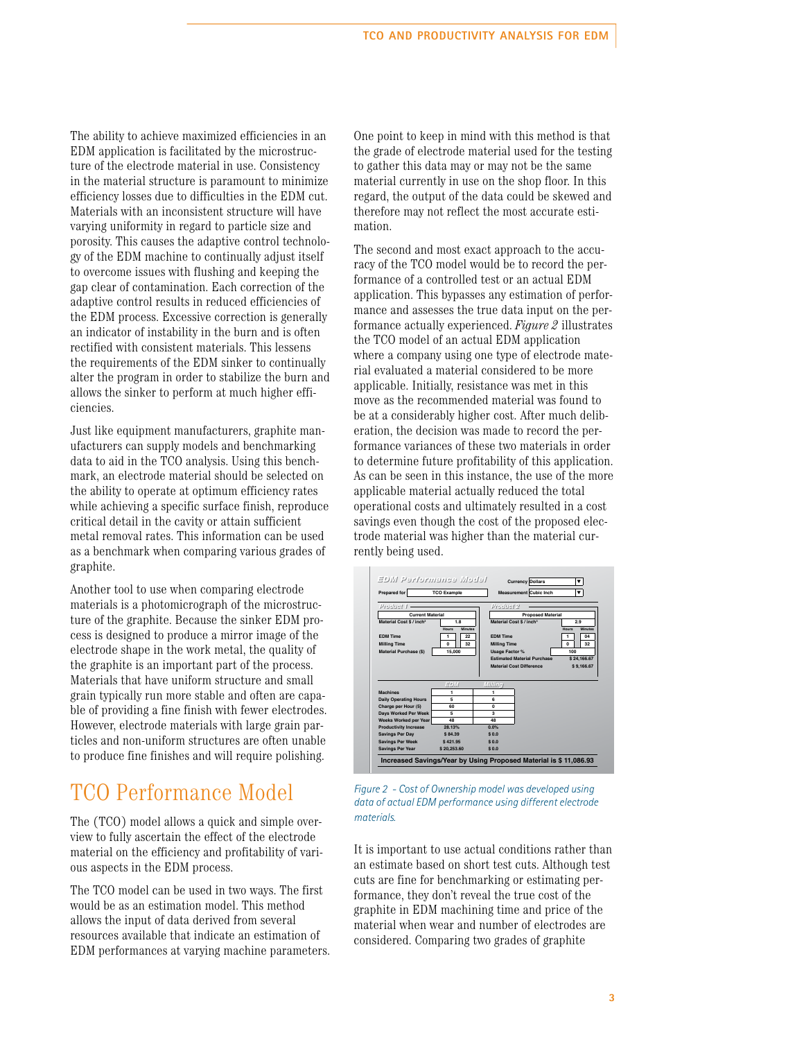The ability to achieve maximized efficiencies in an EDM application is facilitated by the microstructure of the electrode material in use. Consistency in the material structure is paramount to minimize efficiency losses due to difficulties in the EDM cut. Materials with an inconsistent structure will have varying uniformity in regard to particle size and porosity. This causes the adaptive control technology of the EDM machine to continually adjust itself to overcome issues with flushing and keeping the gap clear of contamination. Each correction of the adaptive control results in reduced efficiencies of the EDM process. Excessive correction is generally an indicator of instability in the burn and is often rectified with consistent materials. This lessens the requirements of the EDM sinker to continually alter the program in order to stabilize the burn and allows the sinker to perform at much higher efficiencies.

Just like equipment manufacturers, graphite manufacturers can supply models and benchmarking data to aid in the TCO analysis. Using this benchmark, an electrode material should be selected on the ability to operate at optimum efficiency rates while achieving a specific surface finish, reproduce critical detail in the cavity or attain sufficient metal removal rates. This information can be used as a benchmark when comparing various grades of graphite.

Another tool to use when comparing electrode materials is a photomicrograph of the microstructure of the graphite. Because the sinker EDM process is designed to produce a mirror image of the electrode shape in the work metal, the quality of the graphite is an important part of the process. Materials that have uniform structure and small grain typically run more stable and often are capable of providing a fine finish with fewer electrodes. However, electrode materials with large grain particles and non-uniform structures are often unable to produce fine finishes and will require polishing.

## TCO Performance Model

The (TCO) model allows a quick and simple overview to fully ascertain the effect of the electrode material on the efficiency and profitability of various aspects in the EDM process.

The TCO model can be used in two ways. The first would be as an estimation model. This method allows the input of data derived from several resources available that indicate an estimation of EDM performances at varying machine parameters. One point to keep in mind with this method is that the grade of electrode material used for the testing to gather this data may or may not be the same material currently in use on the shop floor. In this regard, the output of the data could be skewed and therefore may not reflect the most accurate estimation.

The second and most exact approach to the accuracy of the TCO model would be to record the performance of a controlled test or an actual EDM application. This bypasses any estimation of performance and assesses the true data input on the performance actually experienced. *Figure 2* illustrates the TCO model of an actual EDM application where a company using one type of electrode material evaluated a material considered to be more applicable. Initially, resistance was met in this move as the recommended material was found to be at a considerably higher cost. After much deliberation, the decision was made to record the performance variances of these two materials in order to determine future profitability of this application. As can be seen in this instance, the use of the more applicable material actually reduced the total operational costs and ultimately resulted in a cost savings even though the cost of the proposed electrode material was higher than the material currently being used.

**EDM Performance Model**

Prepared for: TCO Example | Currency: Dollars | Measurement: Cubic Inch

| Product 1 – Current Material | | | Product 2 – Proposed Material | | |
|---|---|---|---|---|---|
| | Hours | Minutes | | Hours | Minutes |
| Material Cost $ / inch³ | 1.8 | | Material Cost $ / inch³ | 2.9 | |
| EDM Time | 1 | 22 | EDM Time | 1 | 04 |
| Milling Time | 0 | 32 | Milling Time | 0 | 32 |
| Material Purchase ($) | 15,000 | | Usage Factor % | 100 | |
| | | | Estimated Material Purchase | $ 24,166.67 | |
| | | | Material Cost Difference | $ 9,166.67 | |

| | EDM | Milling |
|---|---|---|
| Machines | 1 | 1 |
| Daily Operating Hours | 5 | 6 |
| Charge per Hour ($) | 60 | 0 |
| Days Worked Per Week | 5 | 3 |
| Weeks Worked per Year | 48 | 48 |
| Productivity Increase | 28.13% | 0.0% |
| Savings Per Day | $ 84.39 | $ 0.0 |
| Savings Per Week | $ 421.95 | $ 0.0 |
| Savings Per Year | $ 20,253.60 | $ 0.0 |

**Increased Savings/Year by Using Proposed Material is $ 11,086.93**

*Figure 2 - Cost of Ownership model was developed using data of actual EDM performance using different electrode materials.*

It is important to use actual conditions rather than an estimate based on short test cuts. Although test cuts are fine for benchmarking or estimating performance, they don't reveal the true cost of the graphite in EDM machining time and price of the material when wear and number of electrodes are considered. Comparing two grades of graphite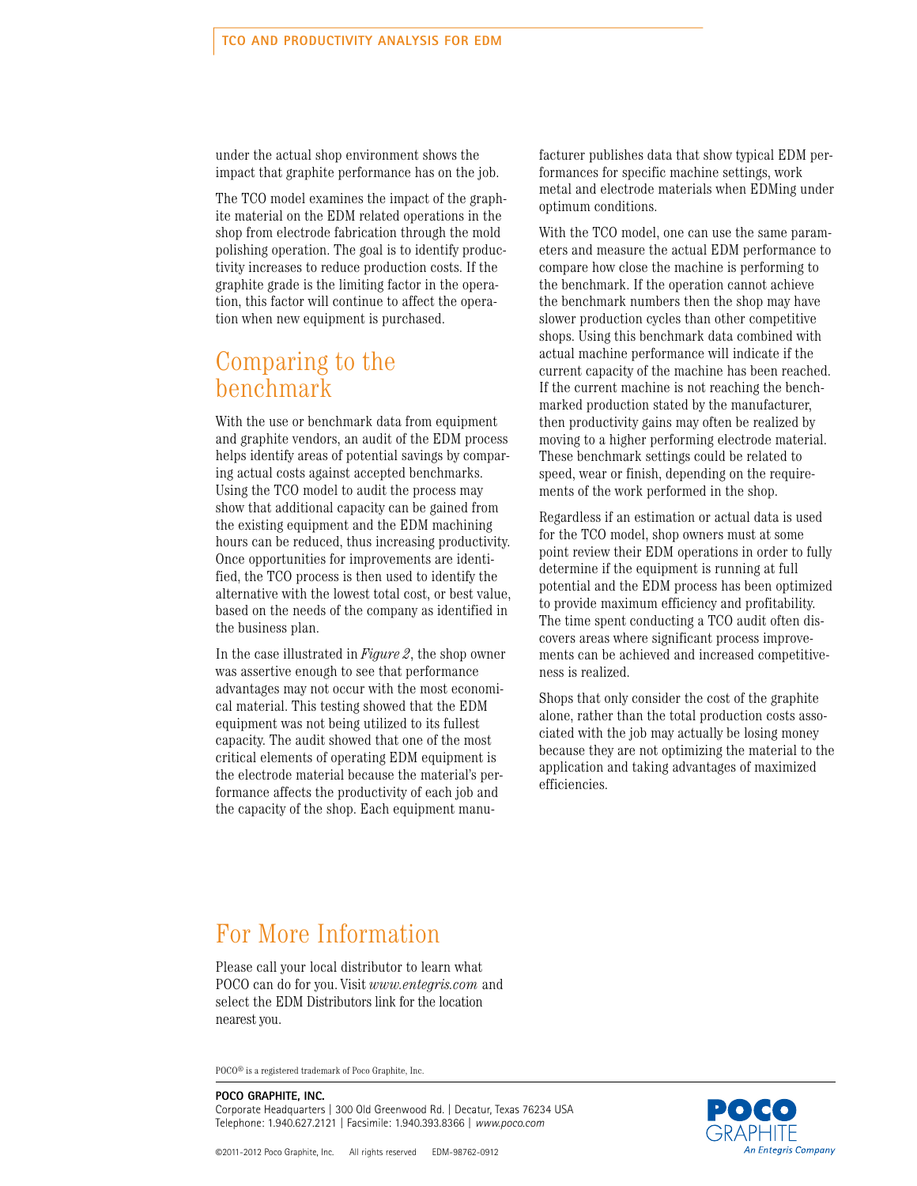under the actual shop environment shows the impact that graphite performance has on the job.

The TCO model examines the impact of the graphite material on the EDM related operations in the shop from electrode fabrication through the mold polishing operation. The goal is to identify productivity increases to reduce production costs. If the graphite grade is the limiting factor in the operation, this factor will continue to affect the operation when new equipment is purchased.

## Comparing to the benchmark

With the use or benchmark data from equipment and graphite vendors, an audit of the EDM process helps identify areas of potential savings by comparing actual costs against accepted benchmarks. Using the TCO model to audit the process may show that additional capacity can be gained from the existing equipment and the EDM machining hours can be reduced, thus increasing productivity. Once opportunities for improvements are identified, the TCO process is then used to identify the alternative with the lowest total cost, or best value, based on the needs of the company as identified in the business plan.

In the case illustrated in *Figure 2*, the shop owner was assertive enough to see that performance advantages may not occur with the most economical material. This testing showed that the EDM equipment was not being utilized to its fullest capacity. The audit showed that one of the most critical elements of operating EDM equipment is the electrode material because the material's performance affects the productivity of each job and the capacity of the shop. Each equipment manufacturer publishes data that show typical EDM performances for specific machine settings, work metal and electrode materials when EDMing under optimum conditions.

With the TCO model, one can use the same parameters and measure the actual EDM performance to compare how close the machine is performing to the benchmark. If the operation cannot achieve the benchmark numbers then the shop may have slower production cycles than other competitive shops. Using this benchmark data combined with actual machine performance will indicate if the current capacity of the machine has been reached. If the current machine is not reaching the benchmarked production stated by the manufacturer, then productivity gains may often be realized by moving to a higher performing electrode material. These benchmark settings could be related to speed, wear or finish, depending on the requirements of the work performed in the shop.

Regardless if an estimation or actual data is used for the TCO model, shop owners must at some point review their EDM operations in order to fully determine if the equipment is running at full potential and the EDM process has been optimized to provide maximum efficiency and profitability. The time spent conducting a TCO audit often discovers areas where significant process improvements can be achieved and increased competitiveness is realized.

Shops that only consider the cost of the graphite alone, rather than the total production costs associated with the job may actually be losing money because they are not optimizing the material to the application and taking advantages of maximized efficiencies.

## For More Information

Please call your local distributor to learn what POCO can do for you. Visit *www.entegris.com* and select the EDM Distributors link for the location nearest you.

POCO® is a registered trademark of Poco Graphite, Inc.

**POCO GRAPHITE, INC.**
Corporate Headquarters | 300 Old Greenwood Rd. | Decatur, Texas 76234 USA
Telephone: 1.940.627.2121 | Facsimile: 1.940.393.8366 | *www.poco.com*

POCO GRAPHITE *An Entegris Company*

©2011-2012 Poco Graphite, Inc. All rights reserved EDM-98762-0912